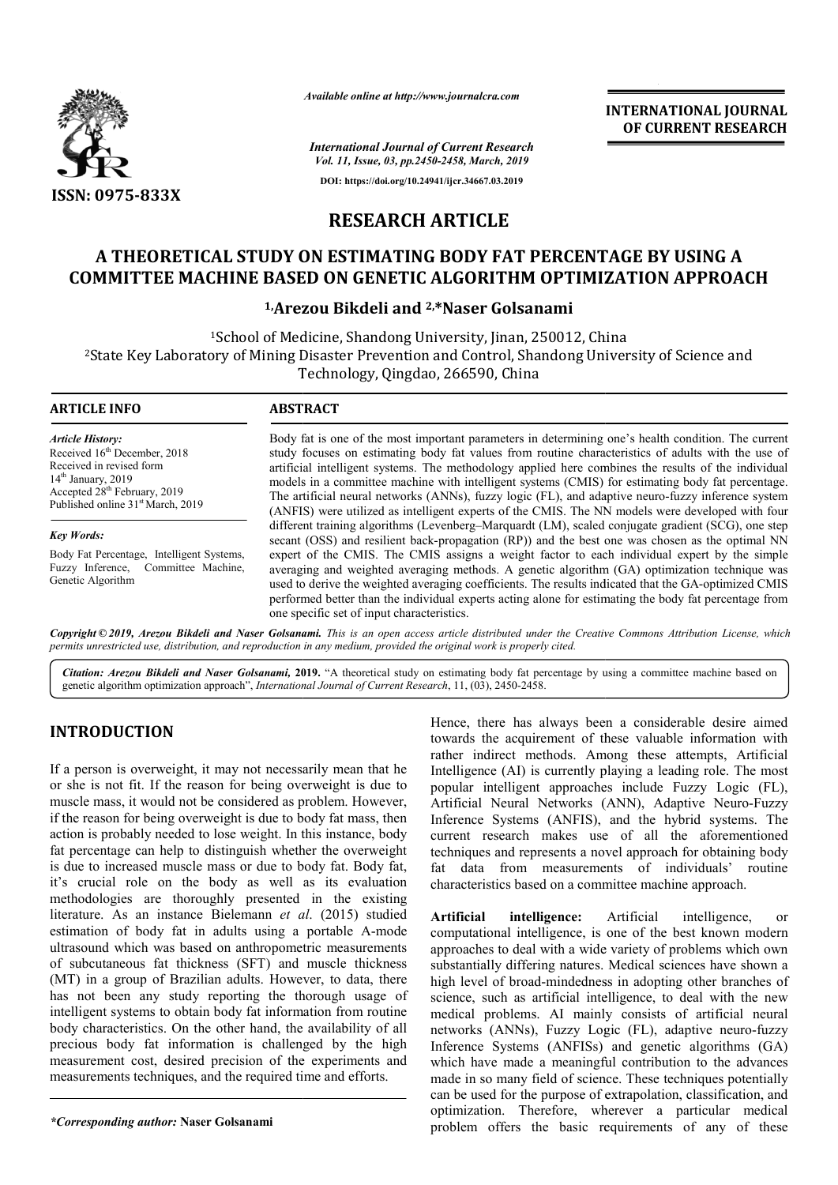# RESEARCH ARTICLE

## A THEORETICAL STUDY ON ESTIMATING BODY FAT PERCENTAGE BY USING A COMMITTEE MACHINE BASED ON GENETIC ALGORITHM OPTIMIZATION APPROACH

**[1]Arezou Bikdeli and [2,*]Naser Golsanami**

[1]School of Medicine, Shandong University, Jinan, 250012, China

[2]State Key Laboratory of Mining Disaster Prevention and Control, Shandong University of Science and Technology, Qingdao, 266590, China

**ARTICLE INFO**

*Article History:*
Received 16th December, 2018
Received in revised form 14th January, 2019
Accepted 28th February, 2019
Published online 31st March, 2019

*Key Words:*
Body Fat Percentage, Intelligent Systems, Fuzzy Inference, Committee Machine, Genetic Algorithm

**ABSTRACT**

Body fat is one of the most important parameters in determining one's health condition. The current study focuses on estimating body fat values from routine characteristics of adults with the use of artificial intelligent systems. The methodology applied here combines the results of the individual models in a committee machine with intelligent systems (CMIS) for estimating body fat percentage. The artificial neural networks (ANNs), fuzzy logic (FL), and adaptive neuro-fuzzy inference system (ANFIS) were utilized as intelligent experts of the CMIS. The NN models were developed with four different training algorithms (Levenberg–Marquardt (LM), scaled conjugate gradient (SCG), one step secant (OSS) and resilient back-propagation (RP)) and the best one was chosen as the optimal NN expert of the CMIS. The CMIS assigns a weight factor to each individual expert by the simple averaging and weighted averaging methods. A genetic algorithm (GA) optimization technique was used to derive the weighted averaging coefficients. The results indicated that the GA-optimized CMIS performed better than the individual experts acting alone for estimating the body fat percentage from one specific set of input characteristics.

**Copyright © 2019, Arezou Bikdeli and Naser Golsanami.** *This is an open access article distributed under the Creative Commons Attribution License, which permits unrestricted use, distribution, and reproduction in any medium, provided the original work is properly cited.*

***Citation:*** *Arezou Bikdeli and Naser Golsanami,* ***2019.*** "A theoretical study on estimating body fat percentage by using a committee machine based on genetic algorithm optimization approach", *International Journal of Current Research*, 11, (03), 2450-2458.

## INTRODUCTION

If a person is overweight, it may not necessarily mean that he or she is not fit. If the reason for being overweight is due to muscle mass, it would not be considered as problem. However, if the reason for being overweight is due to body fat mass, then action is probably needed to lose weight. In this instance, body fat percentage can help to distinguish whether the overweight is due to increased muscle mass or due to body fat. Body fat, it's crucial role on the body as well as its evaluation methodologies are thoroughly presented in the existing literature. As an instance Bielemann *et al*. (2015) studied estimation of body fat in adults using a portable A-mode ultrasound which was based on anthropometric measurements of subcutaneous fat thickness (SFT) and muscle thickness (MT) in a group of Brazilian adults. However, to data, there has not been any study reporting the thorough usage of intelligent systems to obtain body fat information from routine body characteristics. On the other hand, the availability of all precious body fat information is challenged by the high measurement cost, desired precision of the experiments and measurements techniques, and the required time and efforts.

Hence, there has always been a considerable desire aimed towards the acquirement of these valuable information with rather indirect methods. Among these attempts, Artificial Intelligence (AI) is currently playing a leading role. The most popular intelligent approaches include Fuzzy Logic (FL), Artificial Neural Networks (ANN), Adaptive Neuro-Fuzzy Inference Systems (ANFIS), and the hybrid systems. The current research makes use of all the aforementioned techniques and represents a novel approach for obtaining body fat data from measurements of individuals' routine characteristics based on a committee machine approach.

**Artificial intelligence:** Artificial intelligence, or computational intelligence, is one of the best known modern approaches to deal with a wide variety of problems which own substantially differing natures. Medical sciences have shown a high level of broad-mindedness in adopting other branches of science, such as artificial intelligence, to deal with the new medical problems. AI mainly consists of artificial neural networks (ANNs), Fuzzy Logic (FL), adaptive neuro-fuzzy Inference Systems (ANFISs) and genetic algorithms (GA) which have made a meaningful contribution to the advances made in so many field of science. These techniques potentially can be used for the purpose of extrapolation, classification, and optimization. Therefore, wherever a particular medical problem offers the basic requirements of any of these

*\*Corresponding author:* **Naser Golsanami**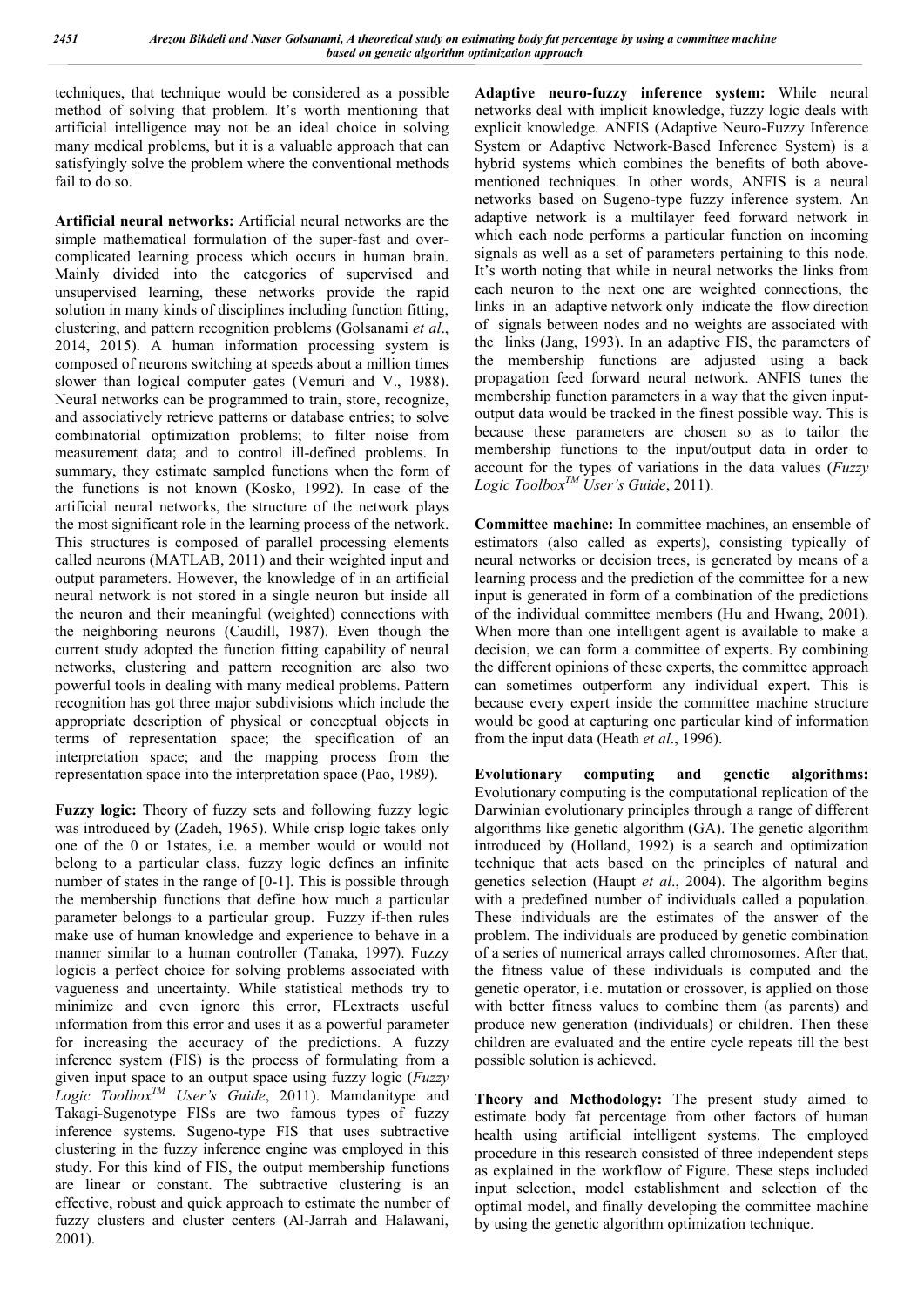techniques, that technique would be considered as a possible method of solving that problem. It's worth mentioning that artificial intelligence may not be an ideal choice in solving many medical problems, but it is a valuable approach that can satisfyingly solve the problem where the conventional methods fail to do so.

**Artificial neural networks:** Artificial neural networks are the simple mathematical formulation of the super-fast and over-complicated learning process which occurs in human brain. Mainly divided into the categories of supervised and unsupervised learning, these networks provide the rapid solution in many kinds of disciplines including function fitting, clustering, and pattern recognition problems (Golsanami *et al*., 2014, 2015). A human information processing system is composed of neurons switching at speeds about a million times slower than logical computer gates (Vemuri and V., 1988). Neural networks can be programmed to train, store, recognize, and associatively retrieve patterns or database entries; to solve combinatorial optimization problems; to filter noise from measurement data; and to control ill-defined problems. In summary, they estimate sampled functions when the form of the functions is not known (Kosko, 1992). In case of the artificial neural networks, the structure of the network plays the most significant role in the learning process of the network. This structures is composed of parallel processing elements called neurons (MATLAB, 2011) and their weighted input and output parameters. However, the knowledge of in an artificial neural network is not stored in a single neuron but inside all the neuron and their meaningful (weighted) connections with the neighboring neurons (Caudill, 1987). Even though the current study adopted the function fitting capability of neural networks, clustering and pattern recognition are also two powerful tools in dealing with many medical problems. Pattern recognition has got three major subdivisions which include the appropriate description of physical or conceptual objects in terms of representation space; the specification of an interpretation space; and the mapping process from the representation space into the interpretation space (Pao, 1989).

**Fuzzy logic:** Theory of fuzzy sets and following fuzzy logic was introduced by (Zadeh, 1965). While crisp logic takes only one of the 0 or 1states, i.e. a member would or would not belong to a particular class, fuzzy logic defines an infinite number of states in the range of [0-1]. This is possible through the membership functions that define how much a particular parameter belongs to a particular group. Fuzzy if-then rules make use of human knowledge and experience to behave in a manner similar to a human controller (Tanaka, 1997). Fuzzy logicis a perfect choice for solving problems associated with vagueness and uncertainty. While statistical methods try to minimize and even ignore this error, FLextracts useful information from this error and uses it as a powerful parameter for increasing the accuracy of the predictions. A fuzzy inference system (FIS) is the process of formulating from a given input space to an output space using fuzzy logic (*Fuzzy Logic Toolbox™ User's Guide*, 2011). Mamdanitype and Takagi-Sugenotype FISs are two famous types of fuzzy inference systems. Sugeno-type FIS that uses subtractive clustering in the fuzzy inference engine was employed in this study. For this kind of FIS, the output membership functions are linear or constant. The subtractive clustering is an effective, robust and quick approach to estimate the number of fuzzy clusters and cluster centers (Al-Jarrah and Halawani, 2001).

**Adaptive neuro-fuzzy inference system:** While neural networks deal with implicit knowledge, fuzzy logic deals with explicit knowledge. ANFIS (Adaptive Neuro-Fuzzy Inference System or Adaptive Network-Based Inference System) is a hybrid systems which combines the benefits of both above-mentioned techniques. In other words, ANFIS is a neural networks based on Sugeno-type fuzzy inference system. An adaptive network is a multilayer feed forward network in which each node performs a particular function on incoming signals as well as a set of parameters pertaining to this node. It's worth noting that while in neural networks the links from each neuron to the next one are weighted connections, the links in an adaptive network only indicate the flow direction of signals between nodes and no weights are associated with the links (Jang, 1993). In an adaptive FIS, the parameters of the membership functions are adjusted using a back propagation feed forward neural network. ANFIS tunes the membership function parameters in a way that the given input-output data would be tracked in the finest possible way. This is because these parameters are chosen so as to tailor the membership functions to the input/output data in order to account for the types of variations in the data values (*Fuzzy Logic Toolbox™ User's Guide*, 2011).

**Committee machine:** In committee machines, an ensemble of estimators (also called as experts), consisting typically of neural networks or decision trees, is generated by means of a learning process and the prediction of the committee for a new input is generated in form of a combination of the predictions of the individual committee members (Hu and Hwang, 2001). When more than one intelligent agent is available to make a decision, we can form a committee of experts. By combining the different opinions of these experts, the committee approach can sometimes outperform any individual expert. This is because every expert inside the committee machine structure would be good at capturing one particular kind of information from the input data (Heath *et al*., 1996).

**Evolutionary computing and genetic algorithms:** Evolutionary computing is the computational replication of the Darwinian evolutionary principles through a range of different algorithms like genetic algorithm (GA). The genetic algorithm introduced by (Holland, 1992) is a search and optimization technique that acts based on the principles of natural and genetics selection (Haupt *et al*., 2004). The algorithm begins with a predefined number of individuals called a population. These individuals are the estimates of the answer of the problem. The individuals are produced by genetic combination of a series of numerical arrays called chromosomes. After that, the fitness value of these individuals is computed and the genetic operator, i.e. mutation or crossover, is applied on those with better fitness values to combine them (as parents) and produce new generation (individuals) or children. Then these children are evaluated and the entire cycle repeats till the best possible solution is achieved.

**Theory and Methodology:** The present study aimed to estimate body fat percentage from other factors of human health using artificial intelligent systems. The employed procedure in this research consisted of three independent steps as explained in the workflow of Figure. These steps included input selection, model establishment and selection of the optimal model, and finally developing the committee machine by using the genetic algorithm optimization technique.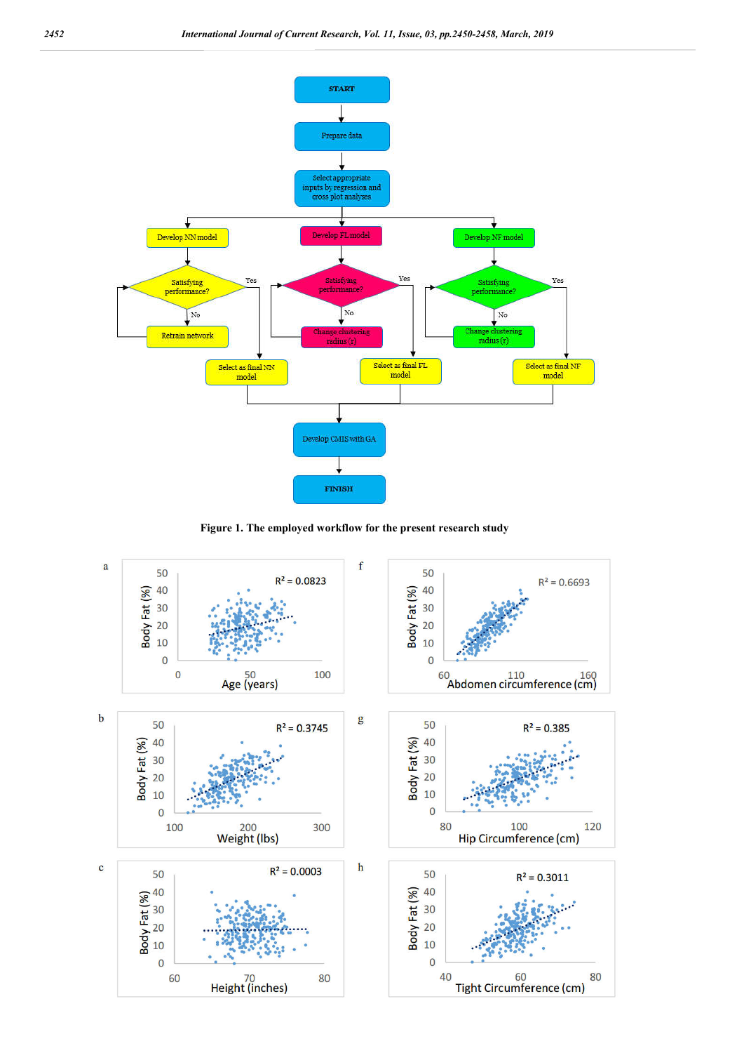Figure 1. The employed workflow for the present research study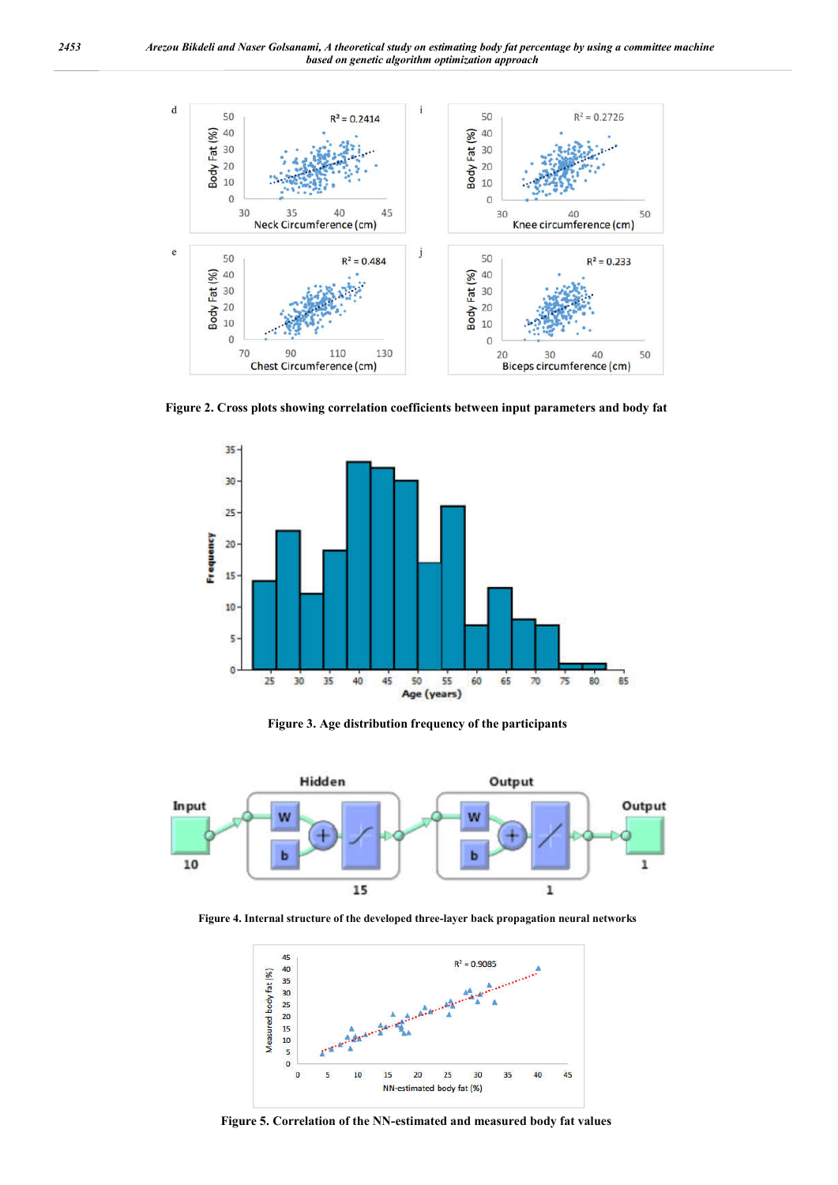Figure 2. Cross plots showing correlation coefficients between input parameters and body fat

Figure 3. Age distribution frequency of the participants

Figure 4. Internal structure of the developed three-layer back propagation neural networks

Figure 5. Correlation of the NN-estimated and measured body fat values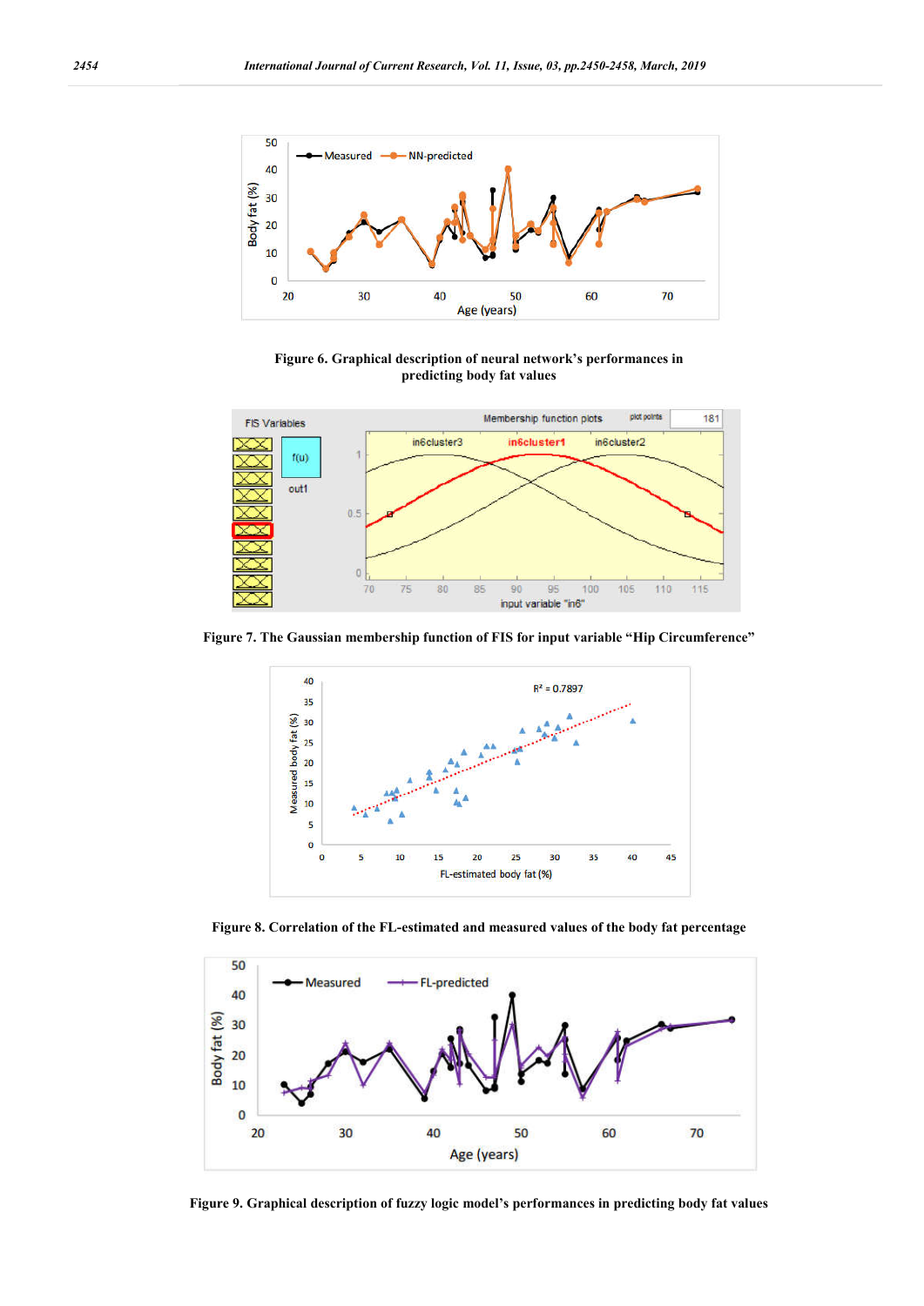**Figure 6. Graphical description of neural network's performances in predicting body fat values**

**Figure 7. The Gaussian membership function of FIS for input variable "Hip Circumference"**

**Figure 8. Correlation of the FL-estimated and measured values of the body fat percentage**

**Figure 9. Graphical description of fuzzy logic model's performances in predicting body fat values**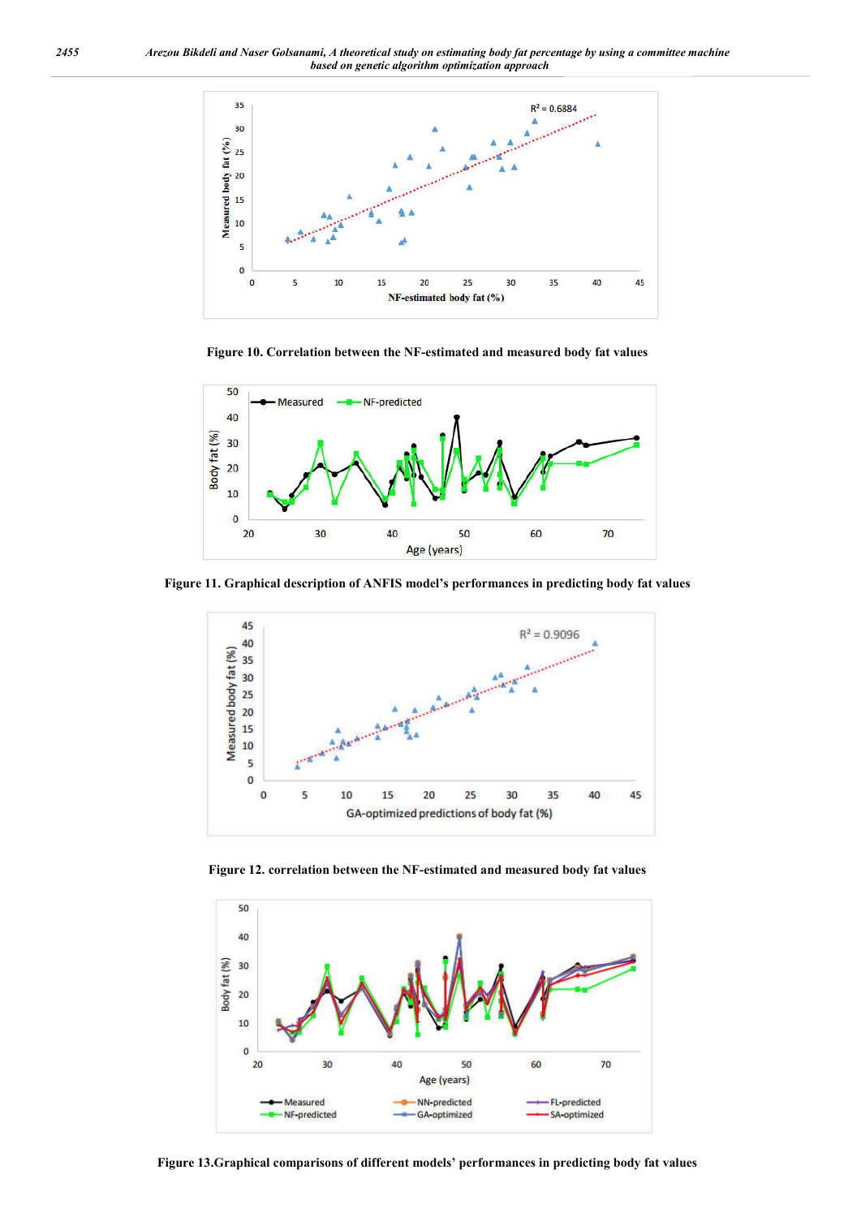Figure 10. Correlation between the NF-estimated and measured body fat values

Figure 11. Graphical description of ANFIS model's performances in predicting body fat values

Figure 12. correlation between the NF-estimated and measured body fat values

Figure 13.Graphical comparisons of different models' performances in predicting body fat values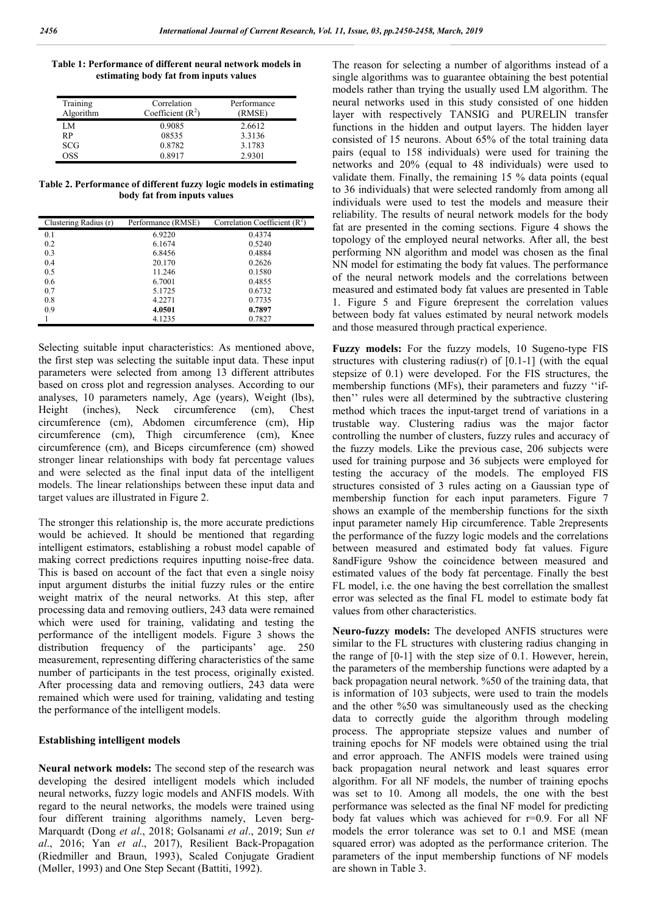**Table 1: Performance of different neural network models in estimating body fat from inputs values**

| Training Algorithm | Correlation Coefficient ($R^2$) | Performance (RMSE) |
|---|---|---|
| LM | 0.9085 | 2.6612 |
| RP | 08535 | 3.3136 |
| SCG | 0.8782 | 3.1783 |
| OSS | 0.8917 | 2.9301 |

**Table 2. Performance of different fuzzy logic models in estimating body fat from inputs values**

| Clustering Radius (r) | Performance (RMSE) | Correlation Coefficient ($R^2$) |
|---|---|---|
| 0.1 | 6.9220 | 0.4374 |
| 0.2 | 6.1674 | 0.5240 |
| 0.3 | 6.8456 | 0.4884 |
| 0.4 | 20.170 | 0.2626 |
| 0.5 | 11.246 | 0.1580 |
| 0.6 | 6.7001 | 0.4855 |
| 0.7 | 5.1725 | 0.6732 |
| 0.8 | 4.2271 | 0.7735 |
| 0.9 | **4.0501** | **0.7897** |
| 1 | 4.1235 | 0.7827 |

Selecting suitable input characteristics: As mentioned above, the first step was selecting the suitable input data. These input parameters were selected from among 13 different attributes based on cross plot and regression analyses. According to our analyses, 10 parameters namely, Age (years), Weight (lbs), Height (inches), Neck circumference (cm), Chest circumference (cm), Abdomen circumference (cm), Hip circumference (cm), Thigh circumference (cm), Knee circumference (cm), and Biceps circumference (cm) showed stronger linear relationships with body fat percentage values and were selected as the final input data of the intelligent models. The linear relationships between these input data and target values are illustrated in Figure 2.

The stronger this relationship is, the more accurate predictions would be achieved. It should be mentioned that regarding intelligent estimators, establishing a robust model capable of making correct predictions requires inputting noise-free data. This is based on account of the fact that even a single noisy input argument disturbs the initial fuzzy rules or the entire weight matrix of the neural networks. At this step, after processing data and removing outliers, 243 data were remained which were used for training, validating and testing the performance of the intelligent models. Figure 3 shows the distribution frequency of the participants' age. 250 measurement, representing differing characteristics of the same number of participants in the test process, originally existed. After processing data and removing outliers, 243 data were remained which were used for training, validating and testing the performance of the intelligent models.

## Establishing intelligent models

**Neural network models:** The second step of the research was developing the desired intelligent models which included neural networks, fuzzy logic models and ANFIS models. With regard to the neural networks, the models were trained using four different training algorithms namely, Leven berg-Marquardt (Dong *et al*., 2018; Golsanami *et al*., 2019; Sun *et al*., 2016; Yan *et al*., 2017), Resilient Back-Propagation (Riedmiller and Braun, 1993), Scaled Conjugate Gradient (Møller, 1993) and One Step Secant (Battiti, 1992).

The reason for selecting a number of algorithms instead of a single algorithms was to guarantee obtaining the best potential models rather than trying the usually used LM algorithm. The neural networks used in this study consisted of one hidden layer with respectively TANSIG and PURELIN transfer functions in the hidden and output layers. The hidden layer consisted of 15 neurons. About 65% of the total training data pairs (equal to 158 individuals) were used for training the networks and 20% (equal to 48 individuals) were used to validate them. Finally, the remaining 15 % data points (equal to 36 individuals) that were selected randomly from among all individuals were used to test the models and measure their reliability. The results of neural network models for the body fat are presented in the coming sections. Figure 4 shows the topology of the employed neural networks. After all, the best performing NN algorithm and model was chosen as the final NN model for estimating the body fat values. The performance of the neural network models and the correlations between measured and estimated body fat values are presented in Table 1. Figure 5 and Figure 6represent the correlation values between body fat values estimated by neural network models and those measured through practical experience.

**Fuzzy models:** For the fuzzy models, 10 Sugeno-type FIS structures with clustering radius(r) of [0.1-1] (with the equal stepsize of 0.1) were developed. For the FIS structures, the membership functions (MFs), their parameters and fuzzy ''if-then'' rules were all determined by the subtractive clustering method which traces the input-target trend of variations in a trustable way. Clustering radius was the major factor controlling the number of clusters, fuzzy rules and accuracy of the fuzzy models. Like the previous case, 206 subjects were used for training purpose and 36 subjects were employed for testing the accuracy of the models. The employed FIS structures consisted of 3 rules acting on a Gaussian type of membership function for each input parameters. Figure 7 shows an example of the membership functions for the sixth input parameter namely Hip circumference. Table 2represents the performance of the fuzzy logic models and the correlations between measured and estimated body fat values. Figure 8andFigure 9show the coincidence between measured and estimated values of the body fat percentage. Finally the best FL model, i.e. the one having the best correllation the smallest error was selected as the final FL model to estimate body fat values from other characteristics.

**Neuro-fuzzy models:** The developed ANFIS structures were similar to the FL structures with clustering radius changing in the range of [0-1] with the step size of 0.1. However, herein, the parameters of the membership functions were adapted by a back propagation neural network. %50 of the training data, that is information of 103 subjects, were used to train the models and the other %50 was simultaneously used as the checking data to correctly guide the algorithm through modeling process. The appropriate stepsize values and number of training epochs for NF models were obtained using the trial and error approach. The ANFIS models were trained using back propagation neural network and least squares error algorithm. For all NF models, the number of training epochs was set to 10. Among all models, the one with the best performance was selected as the final NF model for predicting body fat values which was achieved for r=0.9. For all NF models the error tolerance was set to 0.1 and MSE (mean squared error) was adopted as the performance criterion. The parameters of the input membership functions of NF models are shown in Table 3.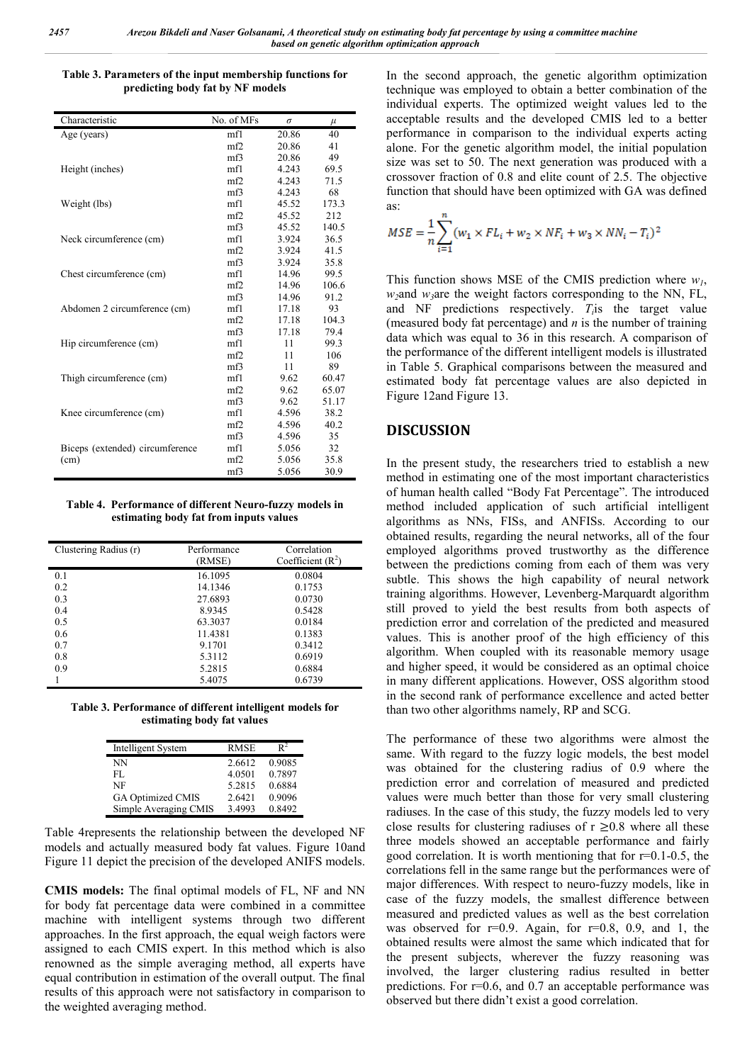**Table 3. Parameters of the input membership functions for predicting body fat by NF models**

| Characteristic | No. of MFs | $\sigma$ | $\mu$ |
|---|---|---|---|
| Age (years) | mf1 | 20.86 | 40 |
| | mf2 | 20.86 | 41 |
| | mf3 | 20.86 | 49 |
| Height (inches) | mf1 | 4.243 | 69.5 |
| | mf2 | 4.243 | 71.5 |
| | mf3 | 4.243 | 68 |
| Weight (lbs) | mf1 | 45.52 | 173.3 |
| | mf2 | 45.52 | 212 |
| | mf3 | 45.52 | 140.5 |
| Neck circumference (cm) | mf1 | 3.924 | 36.5 |
| | mf2 | 3.924 | 41.5 |
| | mf3 | 3.924 | 35.8 |
| Chest circumference (cm) | mf1 | 14.96 | 99.5 |
| | mf2 | 14.96 | 106.6 |
| | mf3 | 14.96 | 91.2 |
| Abdomen 2 circumference (cm) | mf1 | 17.18 | 93 |
| | mf2 | 17.18 | 104.3 |
| | mf3 | 17.18 | 79.4 |
| Hip circumference (cm) | mf1 | 11 | 99.3 |
| | mf2 | 11 | 106 |
| | mf3 | 11 | 89 |
| Thigh circumference (cm) | mf1 | 9.62 | 60.47 |
| | mf2 | 9.62 | 65.07 |
| | mf3 | 9.62 | 51.17 |
| Knee circumference (cm) | mf1 | 4.596 | 38.2 |
| | mf2 | 4.596 | 40.2 |
| | mf3 | 4.596 | 35 |
| Biceps (extended) circumference (cm) | mf1 | 5.056 | 32 |
| | mf2 | 5.056 | 35.8 |
| | mf3 | 5.056 | 30.9 |

**Table 4. Performance of different Neuro-fuzzy models in estimating body fat from inputs values**

| Clustering Radius (r) | Performance (RMSE) | Correlation Coefficient ($R^2$) |
|---|---|---|
| 0.1 | 16.1095 | 0.0804 |
| 0.2 | 14.1346 | 0.1753 |
| 0.3 | 27.6893 | 0.0730 |
| 0.4 | 8.9345 | 0.5428 |
| 0.5 | 63.3037 | 0.0184 |
| 0.6 | 11.4381 | 0.1383 |
| 0.7 | 9.1701 | 0.3412 |
| 0.8 | 5.3112 | 0.6919 |
| 0.9 | 5.2815 | 0.6884 |
| 1 | 5.4075 | 0.6739 |

**Table 3. Performance of different intelligent models for estimating body fat values**

| Intelligent System | RMSE | $R^2$ |
|---|---|---|
| NN | 2.6612 | 0.9085 |
| FL | 4.0501 | 0.7897 |
| NF | 5.2815 | 0.6884 |
| GA Optimized CMIS | 2.6421 | 0.9096 |
| Simple Averaging CMIS | 3.4993 | 0.8492 |

Table 4represents the relationship between the developed NF models and actually measured body fat values. Figure 10and Figure 11 depict the precision of the developed ANIFS models.

**CMIS models:** The final optimal models of FL, NF and NN for body fat percentage data were combined in a committee machine with intelligent systems through two different approaches. In the first approach, the equal weigh factors were assigned to each CMIS expert. In this method which is also renowned as the simple averaging method, all experts have equal contribution in estimation of the overall output. The final results of this approach were not satisfactory in comparison to the weighted averaging method.

In the second approach, the genetic algorithm optimization technique was employed to obtain a better combination of the individual experts. The optimized weight values led to the acceptable results and the developed CMIS led to a better performance in comparison to the individual experts acting alone. For the genetic algorithm model, the initial population size was set to 50. The next generation was produced with a crossover fraction of 0.8 and elite count of 2.5. The objective function that should have been optimized with GA was defined as:

$$MSE = \frac{1}{n}\sum_{i=1}^{n}(w_1 \times FL_i + w_2 \times NF_i + w_3 \times NN_i - T_i)^2$$

This function shows MSE of the CMIS prediction where $w_1$, $w_2$and $w_3$are the weight factors corresponding to the NN, FL, and NF predictions respectively. $T_i$is the target value (measured body fat percentage) and $n$ is the number of training data which was equal to 36 in this research. A comparison of the performance of the different intelligent models is illustrated in Table 5. Graphical comparisons between the measured and estimated body fat percentage values are also depicted in Figure 12and Figure 13.

## DISCUSSION

In the present study, the researchers tried to establish a new method in estimating one of the most important characteristics of human health called "Body Fat Percentage". The introduced method included application of such artificial intelligent algorithms as NNs, FISs, and ANFISs. According to our obtained results, regarding the neural networks, all of the four employed algorithms proved trustworthy as the difference between the predictions coming from each of them was very subtle. This shows the high capability of neural network training algorithms. However, Levenberg-Marquardt algorithm still proved to yield the best results from both aspects of prediction error and correlation of the predicted and measured values. This is another proof of the high efficiency of this algorithm. When coupled with its reasonable memory usage and higher speed, it would be considered as an optimal choice in many different applications. However, OSS algorithm stood in the second rank of performance excellence and acted better than two other algorithms namely, RP and SCG.

The performance of these two algorithms were almost the same. With regard to the fuzzy logic models, the best model was obtained for the clustering radius of 0.9 where the prediction error and correlation of measured and predicted values were much better than those for very small clustering radiuses. In the case of this study, the fuzzy models led to very close results for clustering radiuses of r ≥0.8 where all these three models showed an acceptable performance and fairly good correlation. It is worth mentioning that for r=0.1-0.5, the correlations fell in the same range but the performances were of major differences. With respect to neuro-fuzzy models, like in case of the fuzzy models, the smallest difference between measured and predicted values as well as the best correlation was observed for r=0.9. Again, for r=0.8, 0.9, and 1, the obtained results were almost the same which indicated that for the present subjects, wherever the fuzzy reasoning was involved, the larger clustering radius resulted in better predictions. For r=0.6, and 0.7 an acceptable performance was observed but there didn't exist a good correlation.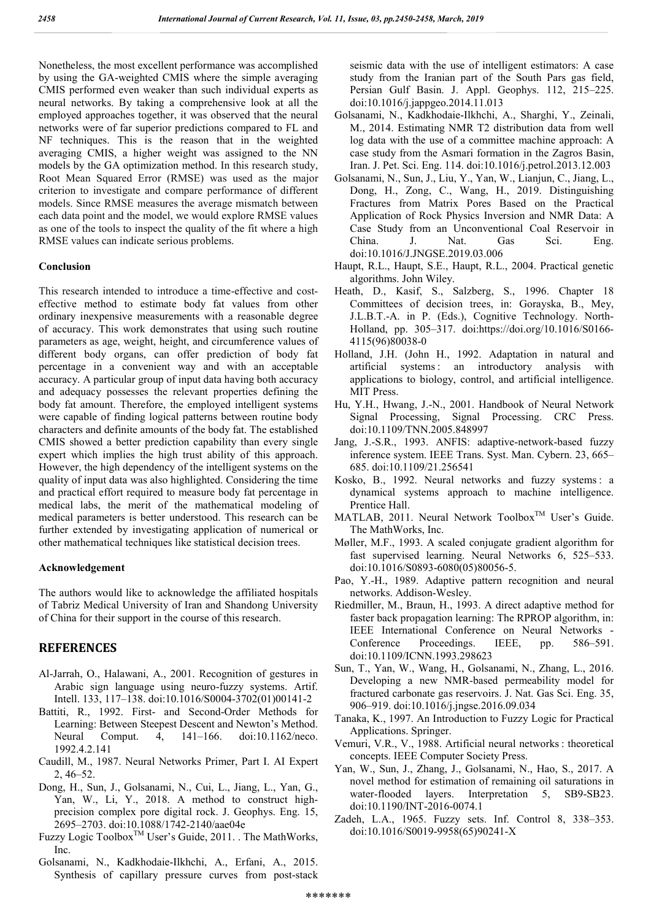Nonetheless, the most excellent performance was accomplished by using the GA-weighted CMIS where the simple averaging CMIS performed even weaker than such individual experts as neural networks. By taking a comprehensive look at all the employed approaches together, it was observed that the neural networks were of far superior predictions compared to FL and NF techniques. This is the reason that in the weighted averaging CMIS, a higher weight was assigned to the NN models by the GA optimization method. In this research study, Root Mean Squared Error (RMSE) was used as the major criterion to investigate and compare performance of different models. Since RMSE measures the average mismatch between each data point and the model, we would explore RMSE values as one of the tools to inspect the quality of the fit where a high RMSE values can indicate serious problems.

**Conclusion**

This research intended to introduce a time-effective and cost-effective method to estimate body fat values from other ordinary inexpensive measurements with a reasonable degree of accuracy. This work demonstrates that using such routine parameters as age, weight, height, and circumference values of different body organs, can offer prediction of body fat percentage in a convenient way and with an acceptable accuracy. A particular group of input data having both accuracy and adequacy possesses the relevant properties defining the body fat amount. Therefore, the employed intelligent systems were capable of finding logical patterns between routine body characters and definite amounts of the body fat. The established CMIS showed a better prediction capability than every single expert which implies the high trust ability of this approach. However, the high dependency of the intelligent systems on the quality of input data was also highlighted. Considering the time and practical effort required to measure body fat percentage in medical labs, the merit of the mathematical modeling of medical parameters is better understood. This research can be further extended by investigating application of numerical or other mathematical techniques like statistical decision trees.

**Acknowledgement**

The authors would like to acknowledge the affiliated hospitals of Tabriz Medical University of Iran and Shandong University of China for their support in the course of this research.

## REFERENCES

- Al-Jarrah, O., Halawani, A., 2001. Recognition of gestures in Arabic sign language using neuro-fuzzy systems. Artif. Intell. 133, 117–138. doi:10.1016/S0004-3702(01)00141-2
- Battiti, R., 1992. First- and Second-Order Methods for Learning: Between Steepest Descent and Newton's Method. Neural Comput. 4, 141–166. doi:10.1162/neco.1992.4.2.141
- Caudill, M., 1987. Neural Networks Primer, Part I. AI Expert 2, 46–52.
- Dong, H., Sun, J., Golsanami, N., Cui, L., Jiang, L., Yan, G., Yan, W., Li, Y., 2018. A method to construct high-precision complex pore digital rock. J. Geophys. Eng. 15, 2695–2703. doi:10.1088/1742-2140/aae04e
- Fuzzy Logic Toolbox™ User's Guide, 2011. . The MathWorks, Inc.
- Golsanami, N., Kadkhodaie-Ilkhchi, A., Erfani, A., 2015. Synthesis of capillary pressure curves from post-stack seismic data with the use of intelligent estimators: A case study from the Iranian part of the South Pars gas field, Persian Gulf Basin. J. Appl. Geophys. 112, 215–225. doi:10.1016/j.jappgeo.2014.11.013
- Golsanami, N., Kadkhodaie-Ilkhchi, A., Sharghi, Y., Zeinali, M., 2014. Estimating NMR T2 distribution data from well log data with the use of a committee machine approach: A case study from the Asmari formation in the Zagros Basin, Iran. J. Pet. Sci. Eng. 114. doi:10.1016/j.petrol.2013.12.003
- Golsanami, N., Sun, J., Liu, Y., Yan, W., Lianjun, C., Jiang, L., Dong, H., Zong, C., Wang, H., 2019. Distinguishing Fractures from Matrix Pores Based on the Practical Application of Rock Physics Inversion and NMR Data: A Case Study from an Unconventional Coal Reservoir in China. J. Nat. Gas Sci. Eng. doi:10.1016/J.JNGSE.2019.03.006
- Haupt, R.L., Haupt, S.E., Haupt, R.L., 2004. Practical genetic algorithms. John Wiley.
- Heath, D., Kasif, S., Salzberg, S., 1996. Chapter 18 Committees of decision trees, in: Gorayska, B., Mey, J.L.B.T.-A. in P. (Eds.), Cognitive Technology. North-Holland, pp. 305–317. doi:https://doi.org/10.1016/S0166-4115(96)80038-0
- Holland, J.H. (John H., 1992. Adaptation in natural and artificial systems : an introductory analysis with applications to biology, control, and artificial intelligence. MIT Press.
- Hu, Y.H., Hwang, J.-N., 2001. Handbook of Neural Network Signal Processing, Signal Processing. CRC Press. doi:10.1109/TNN.2005.848997
- Jang, J.-S.R., 1993. ANFIS: adaptive-network-based fuzzy inference system. IEEE Trans. Syst. Man. Cybern. 23, 665–685. doi:10.1109/21.256541
- Kosko, B., 1992. Neural networks and fuzzy systems : a dynamical systems approach to machine intelligence. Prentice Hall.
- MATLAB, 2011. Neural Network Toolbox™ User's Guide. The MathWorks, Inc.
- Møller, M.F., 1993. A scaled conjugate gradient algorithm for fast supervised learning. Neural Networks 6, 525–533. doi:10.1016/S0893-6080(05)80056-5.
- Pao, Y.-H., 1989. Adaptive pattern recognition and neural networks. Addison-Wesley.
- Riedmiller, M., Braun, H., 1993. A direct adaptive method for faster back propagation learning: The RPROP algorithm, in: IEEE International Conference on Neural Networks - Conference Proceedings. IEEE, pp. 586–591. doi:10.1109/ICNN.1993.298623
- Sun, T., Yan, W., Wang, H., Golsanami, N., Zhang, L., 2016. Developing a new NMR-based permeability model for fractured carbonate gas reservoirs. J. Nat. Gas Sci. Eng. 35, 906–919. doi:10.1016/j.jngse.2016.09.034
- Tanaka, K., 1997. An Introduction to Fuzzy Logic for Practical Applications. Springer.
- Vemuri, V.R., V., 1988. Artificial neural networks : theoretical concepts. IEEE Computer Society Press.
- Yan, W., Sun, J., Zhang, J., Golsanami, N., Hao, S., 2017. A novel method for estimation of remaining oil saturations in water-flooded layers. Interpretation 5, SB9-SB23. doi:10.1190/INT-2016-0074.1
- Zadeh, L.A., 1965. Fuzzy sets. Inf. Control 8, 338–353. doi:10.1016/S0019-9958(65)90241-X

\*\*\*\*\*\*\*